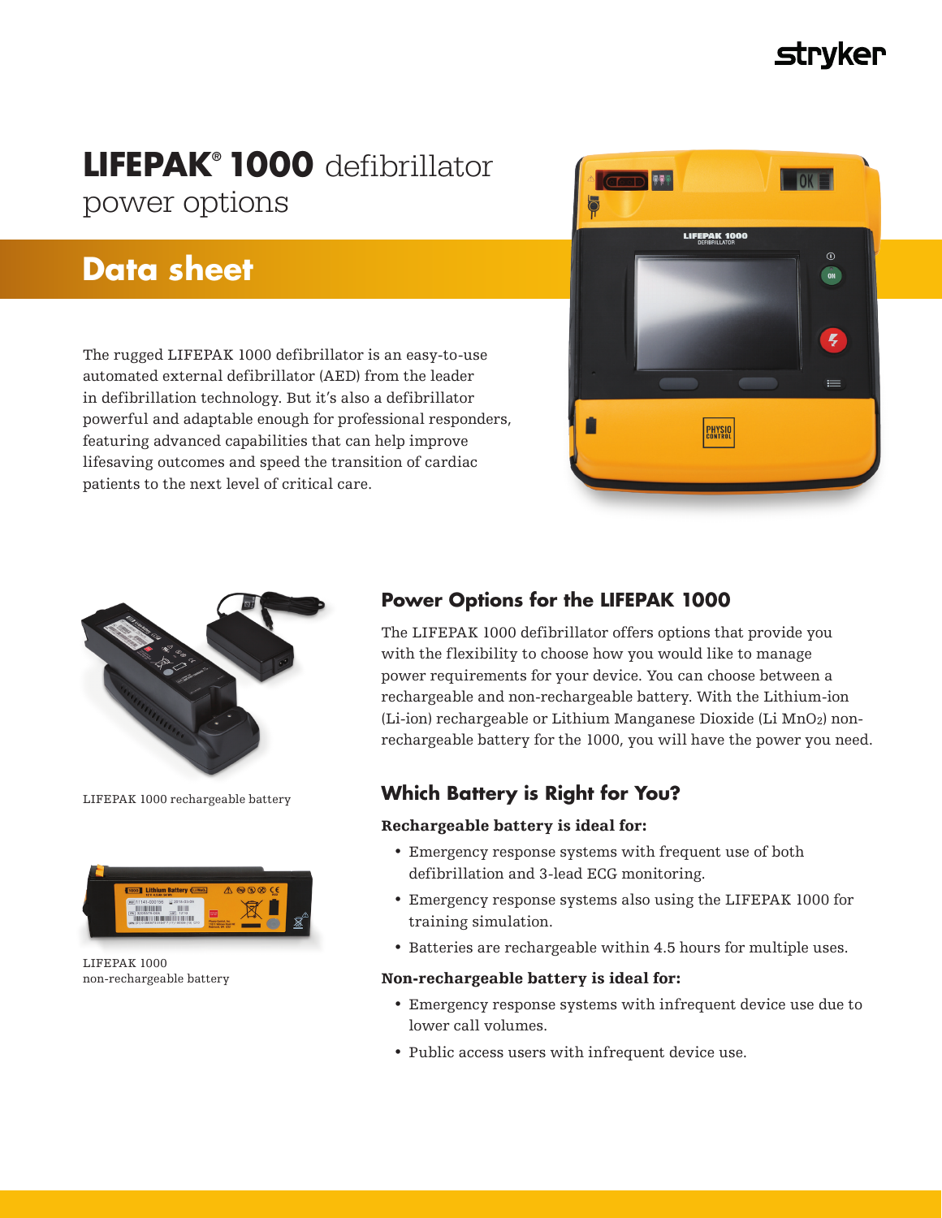# LIFEPAK® 1000 defibrillator power options

## Data sheet

The rugged LIFEPAK 1000 defibrillator is an easy-to-use automated external defibrillator (AED) from the leader in defibrillation technology. But it's also a defibrillator powerful and adaptable enough for professional responders, featuring advanced capabilities that can help improve lifesaving outcomes and speed the transition of cardiac patients to the next level of critical care.

LIFEPAK 1000 rechargeable battery

LIFEPAK 1000 non-rechargeable battery

## Power Options for the LIFEPAK 1000

The LIFEPAK 1000 defibrillator offers options that provide you with the flexibility to choose how you would like to manage power requirements for your device. You can choose between a rechargeable and non-rechargeable battery. With the Lithium-ion (Li-ion) rechargeable or Lithium Manganese Dioxide (Li $MnO_2$) non-rechargeable battery for the 1000, you will have the power you need.

## Which Battery is Right for You?

**Rechargeable battery is ideal for:**

- Emergency response systems with frequent use of both defibrillation and 3-lead ECG monitoring.
- Emergency response systems also using the LIFEPAK 1000 for training simulation.
- Batteries are rechargeable within 4.5 hours for multiple uses.

**Non-rechargeable battery is ideal for:**

- Emergency response systems with infrequent device use due to lower call volumes.
- Public access users with infrequent device use.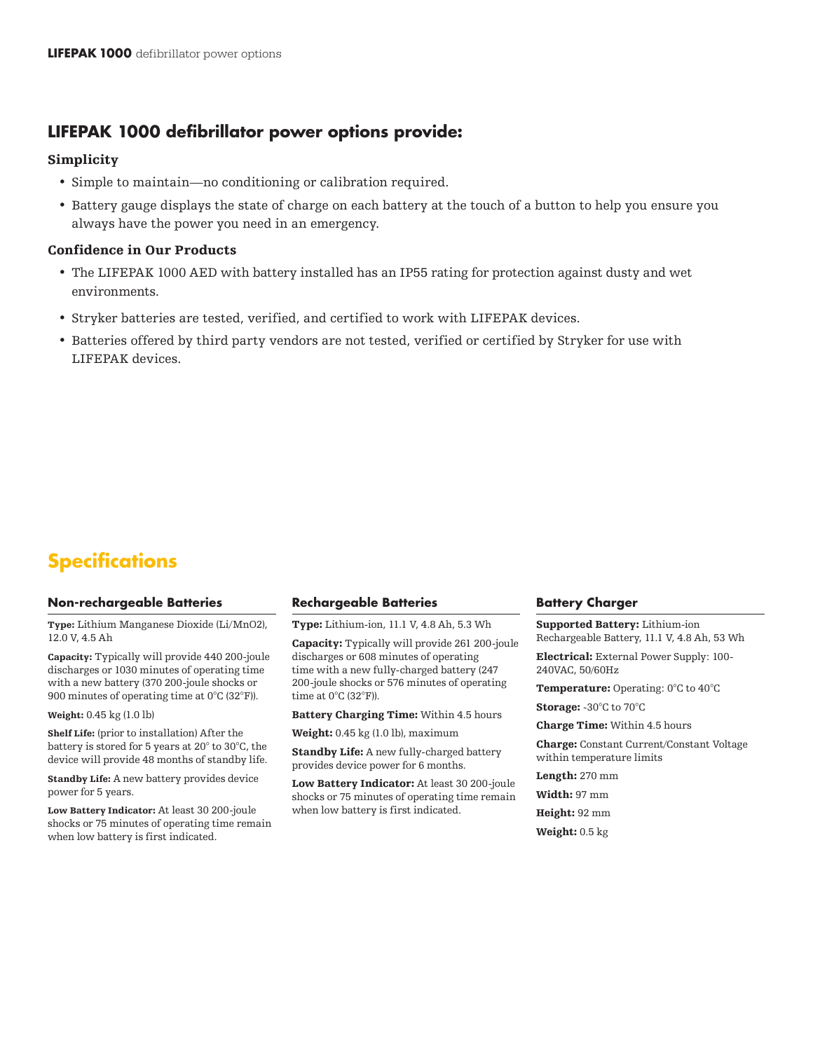## LIFEPAK 1000 defibrillator power options provide:

### Simplicity

- Simple to maintain—no conditioning or calibration required.
- Battery gauge displays the state of charge on each battery at the touch of a button to help you ensure you always have the power you need in an emergency.

### Confidence in Our Products

- The LIFEPAK 1000 AED with battery installed has an IP55 rating for protection against dusty and wet environments.
- Stryker batteries are tested, verified, and certified to work with LIFEPAK devices.
- Batteries offered by third party vendors are not tested, verified or certified by Stryker for use with LIFEPAK devices.

## Specifications

### Non-rechargeable Batteries

**Type:** Lithium Manganese Dioxide (Li/MnO2), 12.0 V, 4.5 Ah

**Capacity:** Typically will provide 440 200-joule discharges or 1030 minutes of operating time with a new battery (370 200-joule shocks or 900 minutes of operating time at 0°C (32°F)).

**Weight:** 0.45 kg (1.0 lb)

**Shelf Life:** (prior to installation) After the battery is stored for 5 years at 20° to 30°C, the device will provide 48 months of standby life.

**Standby Life:** A new battery provides device power for 5 years.

**Low Battery Indicator:** At least 30 200-joule shocks or 75 minutes of operating time remain when low battery is first indicated.

### Rechargeable Batteries

**Type:** Lithium-ion, 11.1 V, 4.8 Ah, 5.3 Wh

**Capacity:** Typically will provide 261 200-joule discharges or 608 minutes of operating time with a new fully-charged battery (247 200-joule shocks or 576 minutes of operating time at 0°C (32°F)).

**Battery Charging Time:** Within 4.5 hours

**Weight:** 0.45 kg (1.0 lb), maximum

**Standby Life:** A new fully-charged battery provides device power for 6 months.

**Low Battery Indicator:** At least 30 200-joule shocks or 75 minutes of operating time remain when low battery is first indicated.

### Battery Charger

**Supported Battery:** Lithium-ion Rechargeable Battery, 11.1 V, 4.8 Ah, 53 Wh

**Electrical:** External Power Supply: 100-240VAC, 50/60Hz

**Temperature:** Operating: 0°C to 40°C

**Storage:** -30°C to 70°C

**Charge Time:** Within 4.5 hours

**Charge:** Constant Current/Constant Voltage within temperature limits

**Length:** 270 mm

**Width:** 97 mm

**Height:** 92 mm

**Weight:** 0.5 kg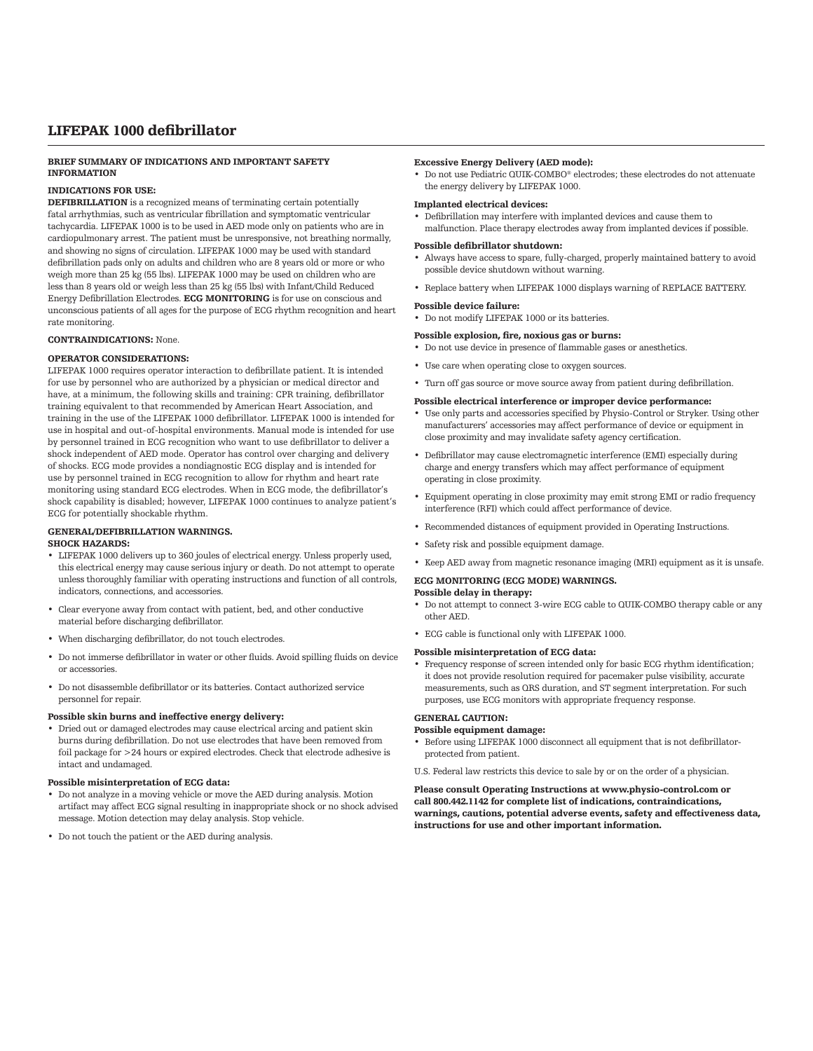# LIFEPAK 1000 defibrillator

**BRIEF SUMMARY OF INDICATIONS AND IMPORTANT SAFETY INFORMATION**

**INDICATIONS FOR USE:**

**DEFIBRILLATION** is a recognized means of terminating certain potentially fatal arrhythmias, such as ventricular fibrillation and symptomatic ventricular tachycardia. LIFEPAK 1000 is to be used in AED mode only on patients who are in cardiopulmonary arrest. The patient must be unresponsive, not breathing normally, and showing no signs of circulation. LIFEPAK 1000 may be used with standard defibrillation pads only on adults and children who are 8 years old or more or who weigh more than 25 kg (55 lbs). LIFEPAK 1000 may be used on children who are less than 8 years old or weigh less than 25 kg (55 lbs) with Infant/Child Reduced Energy Defibrillation Electrodes. **ECG MONITORING** is for use on conscious and unconscious patients of all ages for the purpose of ECG rhythm recognition and heart rate monitoring.

**CONTRAINDICATIONS:** None.

**OPERATOR CONSIDERATIONS:**

LIFEPAK 1000 requires operator interaction to defibrillate patient. It is intended for use by personnel who are authorized by a physician or medical director and have, at a minimum, the following skills and training: CPR training, defibrillator training equivalent to that recommended by American Heart Association, and training in the use of the LIFEPAK 1000 defibrillator. LIFEPAK 1000 is intended for use in hospital and out-of-hospital environments. Manual mode is intended for use by personnel trained in ECG recognition who want to use defibrillator to deliver a shock independent of AED mode. Operator has control over charging and delivery of shocks. ECG mode provides a nondiagnostic ECG display and is intended for use by personnel trained in ECG recognition to allow for rhythm and heart rate monitoring using standard ECG electrodes. When in ECG mode, the defibrillator's shock capability is disabled; however, LIFEPAK 1000 continues to analyze patient's ECG for potentially shockable rhythm.

**GENERAL/DEFIBRILLATION WARNINGS.**

**SHOCK HAZARDS:**

- LIFEPAK 1000 delivers up to 360 joules of electrical energy. Unless properly used, this electrical energy may cause serious injury or death. Do not attempt to operate unless thoroughly familiar with operating instructions and function of all controls, indicators, connections, and accessories.
- Clear everyone away from contact with patient, bed, and other conductive material before discharging defibrillator.
- When discharging defibrillator, do not touch electrodes.
- Do not immerse defibrillator in water or other fluids. Avoid spilling fluids on device or accessories.
- Do not disassemble defibrillator or its batteries. Contact authorized service personnel for repair.

**Possible skin burns and ineffective energy delivery:**

- Dried out or damaged electrodes may cause electrical arcing and patient skin burns during defibrillation. Do not use electrodes that have been removed from foil package for >24 hours or expired electrodes. Check that electrode adhesive is intact and undamaged.

**Possible misinterpretation of ECG data:**

- Do not analyze in a moving vehicle or move the AED during analysis. Motion artifact may affect ECG signal resulting in inappropriate shock or no shock advised message. Motion detection may delay analysis. Stop vehicle.
- Do not touch the patient or the AED during analysis.

**Excessive Energy Delivery (AED mode):**

- Do not use Pediatric QUIK-COMBO® electrodes; these electrodes do not attenuate the energy delivery by LIFEPAK 1000.

**Implanted electrical devices:**

- Defibrillation may interfere with implanted devices and cause them to malfunction. Place therapy electrodes away from implanted devices if possible.

**Possible defibrillator shutdown:**

- Always have access to spare, fully-charged, properly maintained battery to avoid possible device shutdown without warning.
- Replace battery when LIFEPAK 1000 displays warning of REPLACE BATTERY.

**Possible device failure:**

- Do not modify LIFEPAK 1000 or its batteries.

**Possible explosion, fire, noxious gas or burns:**

- Do not use device in presence of flammable gases or anesthetics.
- Use care when operating close to oxygen sources.
- Turn off gas source or move source away from patient during defibrillation.

**Possible electrical interference or improper device performance:**

- Use only parts and accessories specified by Physio-Control or Stryker. Using other manufacturers' accessories may affect performance of device or equipment in close proximity and may invalidate safety agency certification.
- Defibrillator may cause electromagnetic interference (EMI) especially during charge and energy transfers which may affect performance of equipment operating in close proximity.
- Equipment operating in close proximity may emit strong EMI or radio frequency interference (RFI) which could affect performance of device.
- Recommended distances of equipment provided in Operating Instructions.
- Safety risk and possible equipment damage.
- Keep AED away from magnetic resonance imaging (MRI) equipment as it is unsafe.

**ECG MONITORING (ECG MODE) WARNINGS.**

**Possible delay in therapy:**

- Do not attempt to connect 3-wire ECG cable to QUIK-COMBO therapy cable or any other AED.
- ECG cable is functional only with LIFEPAK 1000.

**Possible misinterpretation of ECG data:**

- Frequency response of screen intended only for basic ECG rhythm identification; it does not provide resolution required for pacemaker pulse visibility, accurate measurements, such as QRS duration, and ST segment interpretation. For such purposes, use ECG monitors with appropriate frequency response.

**GENERAL CAUTION:**

**Possible equipment damage:**

- Before using LIFEPAK 1000 disconnect all equipment that is not defibrillator-protected from patient.

U.S. Federal law restricts this device to sale by or on the order of a physician.

**Please consult Operating Instructions at www.physio-control.com or call 800.442.1142 for complete list of indications, contraindications, warnings, cautions, potential adverse events, safety and effectiveness data, instructions for use and other important information.**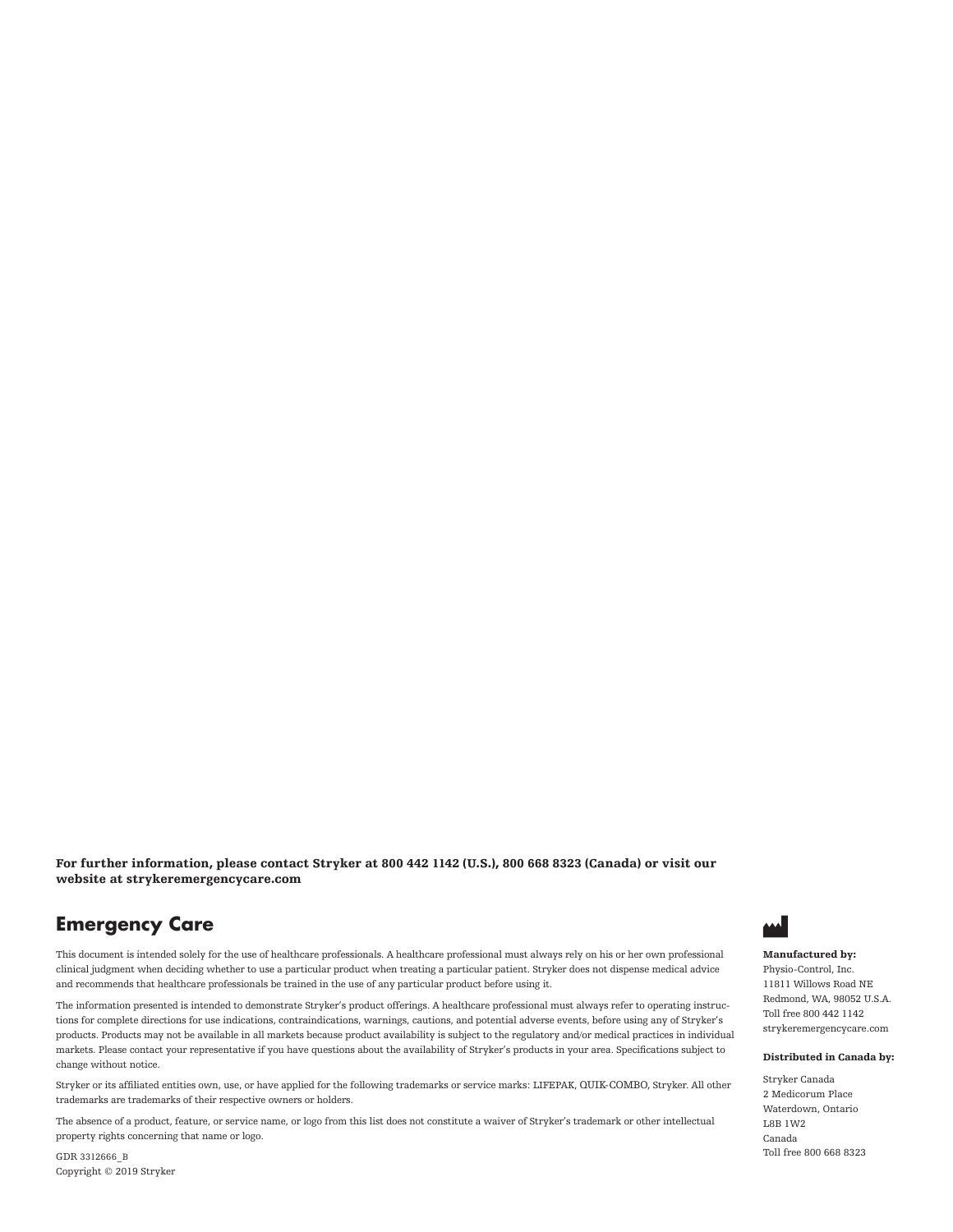**For further information, please contact Stryker at 800 442 1142 (U.S.), 800 668 8323 (Canada) or visit our website at strykeremergencycare.com**

## Emergency Care

This document is intended solely for the use of healthcare professionals. A healthcare professional must always rely on his or her own professional clinical judgment when deciding whether to use a particular product when treating a particular patient. Stryker does not dispense medical advice and recommends that healthcare professionals be trained in the use of any particular product before using it.

The information presented is intended to demonstrate Stryker's product offerings. A healthcare professional must always refer to operating instructions for complete directions for use indications, contraindications, warnings, cautions, and potential adverse events, before using any of Stryker's products. Products may not be available in all markets because product availability is subject to the regulatory and/or medical practices in individual markets. Please contact your representative if you have questions about the availability of Stryker's products in your area. Specifications subject to change without notice.

Stryker or its affiliated entities own, use, or have applied for the following trademarks or service marks: LIFEPAK, QUIK-COMBO, Stryker. All other trademarks are trademarks of their respective owners or holders.

The absence of a product, feature, or service name, or logo from this list does not constitute a waiver of Stryker's trademark or other intellectual property rights concerning that name or logo.

GDR 3312666_B
Copyright © 2019 Stryker

**Manufactured by:**
Physio-Control, Inc.
11811 Willows Road NE
Redmond, WA, 98052 U.S.A.
Toll free 800 442 1142
strykeremergencycare.com

**Distributed in Canada by:**

Stryker Canada
2 Medicorum Place
Waterdown, Ontario
L8B 1W2
Canada
Toll free 800 668 8323